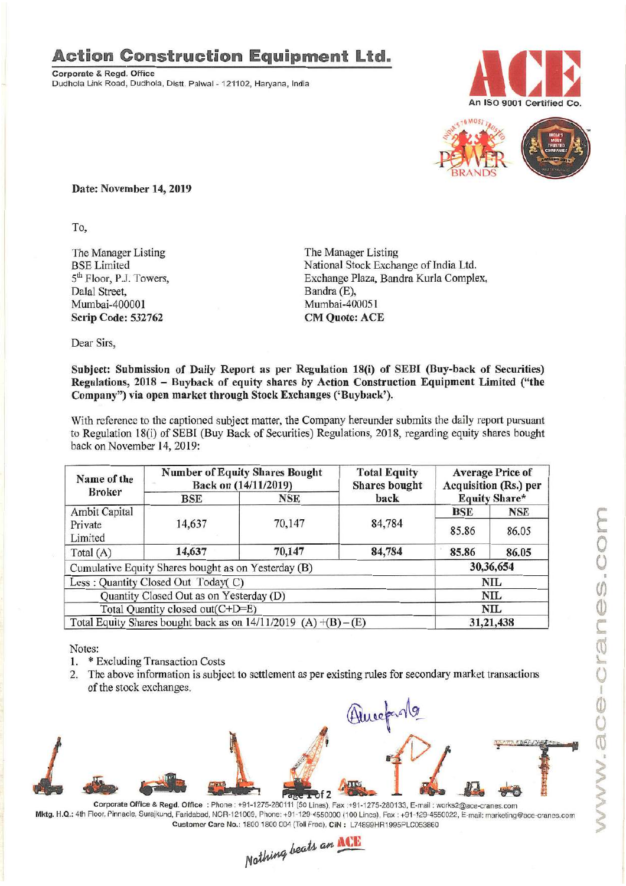# Action Construction Equipment Ltd.

**Corporate & Regd. Office**
Dudhola Link Road, Dudhola, Distt. Palwal - 121102, Haryana, India

An ISO 9001 Certified Co.

**Date: November 14, 2019**

To,

The Manager Listing
BSE Limited
5th Floor, P.J. Towers,
Dalal Street,
Mumbai-400001
**Scrip Code: 532762**

The Manager Listing
National Stock Exchange of India Ltd.
Exchange Plaza, Bandra Kurla Complex,
Bandra (E),
Mumbai-400051
**CM Quote: ACE**

Dear Sirs,

**Subject: Submission of Daily Report as per Regulation 18(i) of SEBI (Buy-back of Securities) Regulations, 2018 – Buyback of equity shares by Action Construction Equipment Limited ("the Company") via open market through Stock Exchanges ('Buyback').**

With reference to the captioned subject matter, the Company hereunder submits the daily report pursuant to Regulation 18(i) of SEBI (Buy Back of Securities) Regulations, 2018, regarding equity shares bought back on November 14, 2019:

| Name of the Broker | Number of Equity Shares Bought Back on (14/11/2019) | | Total Equity Shares bought back | Average Price of Acquisition (Rs.) per Equity Share* | |
|---|---|---|---|---|---|
| | BSE | NSE | | BSE | NSE |
| Ambit Capital Private Limited | 14,637 | 70,147 | 84,784 | 85.86 | 86.05 |
| Total (A) | **14,637** | **70,147** | **84,784** | **85.86** | **86.05** |
| Cumulative Equity Shares bought as on Yesterday (B) | | | | **30,36,654** | |
| Less : Quantity Closed Out Today( C) | | | | NIL | |
| Quantity Closed Out as on Yesterday (D) | | | | NIL | |
| Total Quantity closed out(C+D=E) | | | | NIL | |
| Total Equity Shares bought back as on 14/11/2019 (A) +(B) – (E) | | | | 31,21,438 | |

Notes:

1. \* Excluding Transaction Costs
2. The above information is subject to settlement as per existing rules for secondary market transactions of the stock exchanges.

Corporate Office & Regd. Office : Phone : +91-1275-280111 (50 Lines), Fax :+91-1275-280133, E-mail : works2@ace-cranes.com
Mktg. H.Q.: 4th Floor, Pinnacle, Surajkund, Faridabad, NCR-121009, Phone: +91-129-4550000 (100 Lines), Fax : +91-129-4550022, E-mail: marketing@ace-cranes.com
Customer Care No.: 1800 1800 004 (Toll Free), CIN : L74899HR1995PLC053860

*Nothing beats an ACE*

www.ace-cranes.com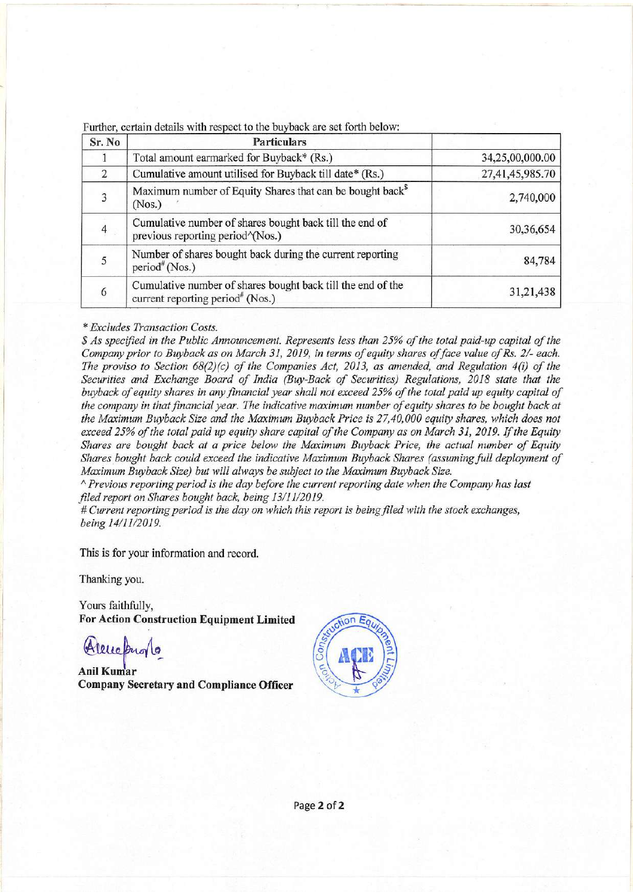Further, certain details with respect to the buyback are set forth below:

| Sr. No | Particulars | |
|---|---|---|
| 1 | Total amount earmarked for Buyback* (Rs.) | 34,25,00,000.00 |
| 2 | Cumulative amount utilised for Buyback till date* (Rs.) | 27,41,45,985.70 |
| 3 | Maximum number of Equity Shares that can be bought back$ (Nos.) | 2,740,000 |
| 4 | Cumulative number of shares bought back till the end of previous reporting period^(Nos.) | 30,36,654 |
| 5 | Number of shares bought back during the current reporting period# (Nos.) | 84,784 |
| 6 | Cumulative number of shares bought back till the end of the current reporting period# (Nos.) | 31,21,438 |

*\* Excludes Transaction Costs.*

*$ As specified in the Public Announcement. Represents less than 25% of the total paid-up capital of the Company prior to Buyback as on March 31, 2019, in terms of equity shares of face value of Rs. 2/- each. The proviso to Section 68(2)(c) of the Companies Act, 2013, as amended, and Regulation 4(i) of the Securities and Exchange Board of India (Buy-Back of Securities) Regulations, 2018 state that the buyback of equity shares in any financial year shall not exceed 25% of the total paid up equity capital of the company in that financial year. The indicative maximum number of equity shares to be bought back at the Maximum Buyback Size and the Maximum Buyback Price is 27,40,000 equity shares, which does not exceed 25% of the total paid up equity share capital of the Company as on March 31, 2019. If the Equity Shares are bought back at a price below the Maximum Buyback Price, the actual number of Equity Shares bought back could exceed the indicative Maximum Buyback Shares (assuming full deployment of Maximum Buyback Size) but will always be subject to the Maximum Buyback Size.*

*^ Previous reporting period is the day before the current reporting date when the Company has last filed report on Shares bought back, being 13/11/2019.*

*# Current reporting period is the day on which this report is being filed with the stock exchanges, being 14/11/2019.*

This is for your information and record.

Thanking you.

Yours faithfully,
**For Action Construction Equipment Limited**

**Anil Kumar**
**Company Secretary and Compliance Officer**